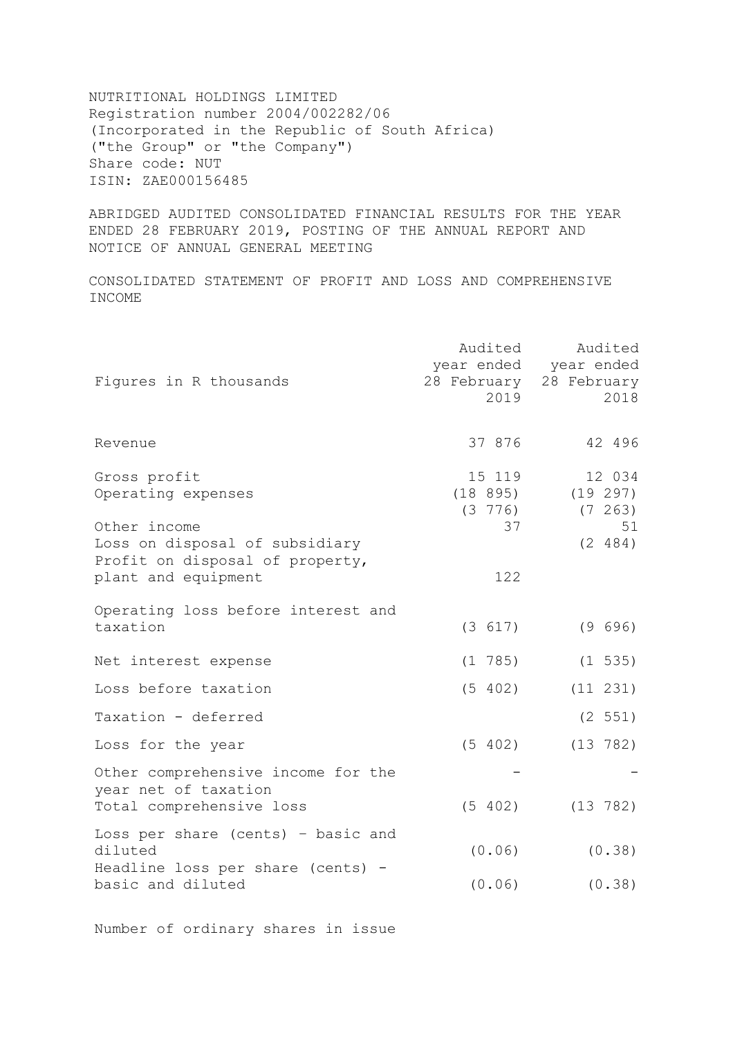NUTRITIONAL HOLDINGS LIMITED
Registration number 2004/002282/06
(Incorporated in the Republic of South Africa)
("the Group" or "the Company")
Share code: NUT
ISIN: ZAE000156485

ABRIDGED AUDITED CONSOLIDATED FINANCIAL RESULTS FOR THE YEAR ENDED 28 FEBRUARY 2019, POSTING OF THE ANNUAL REPORT AND NOTICE OF ANNUAL GENERAL MEETING

CONSOLIDATED STATEMENT OF PROFIT AND LOSS AND COMPREHENSIVE INCOME

| Figures in R thousands | Audited year ended 28 February 2019 | Audited year ended 28 February 2018 |
|---|---|---|
| Revenue | 37 876 | 42 496 |
| Gross profit | 15 119 | 12 034 |
| Operating expenses | (18 895) | (19 297) |
| | (3 776) | (7 263) |
| Other income | 37 | 51 |
| Loss on disposal of subsidiary | | (2 484) |
| Profit on disposal of property, plant and equipment | 122 | |
| Operating loss before interest and taxation | (3 617) | (9 696) |
| Net interest expense | (1 785) | (1 535) |
| Loss before taxation | (5 402) | (11 231) |
| Taxation - deferred | | (2 551) |
| Loss for the year | (5 402) | (13 782) |
| Other comprehensive income for the year net of taxation | - | - |
| Total comprehensive loss | (5 402) | (13 782) |
| Loss per share (cents) - basic and diluted | (0.06) | (0.38) |
| Headline loss per share (cents) - basic and diluted | (0.06) | (0.38) |

Number of ordinary shares in issue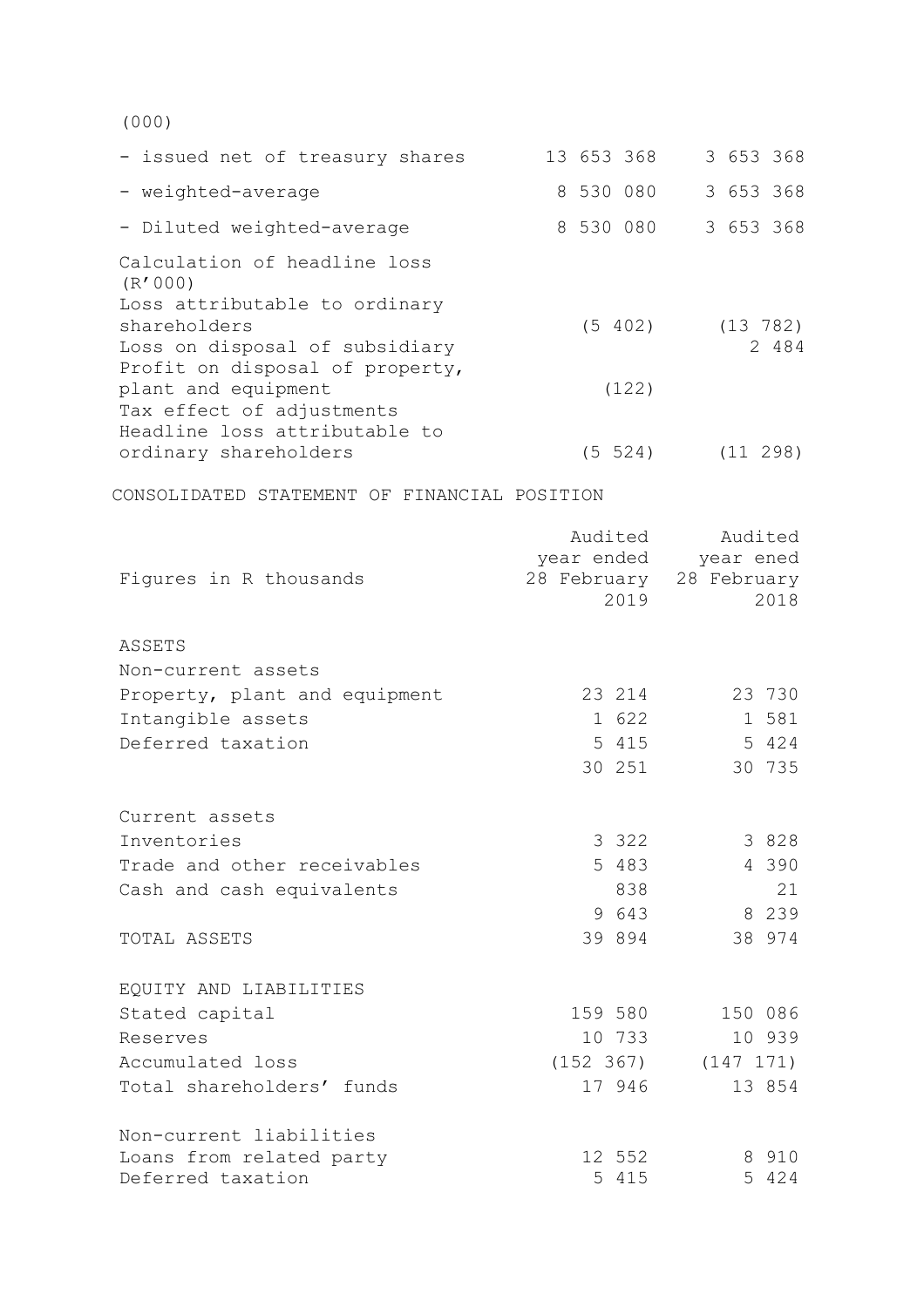(000)

| | | |
|---|---|---|
| - issued net of treasury shares | 13 653 368 | 3 653 368 |
| - weighted-average | 8 530 080 | 3 653 368 |
| - Diluted weighted-average | 8 530 080 | 3 653 368 |
| Calculation of headline loss (R'000) | | |
| Loss attributable to ordinary shareholders | (5 402) | (13 782) |
| Loss on disposal of subsidiary | | 2 484 |
| Profit on disposal of property, plant and equipment | (122) | |
| Tax effect of adjustments | | |
| Headline loss attributable to ordinary shareholders | (5 524) | (11 298) |

CONSOLIDATED STATEMENT OF FINANCIAL POSITION

| Figures in R thousands | Audited year ended 28 February 2019 | Audited year ened 28 February 2018 |
|---|---|---|
| ASSETS | | |
| Non-current assets | | |
| Property, plant and equipment | 23 214 | 23 730 |
| Intangible assets | 1 622 | 1 581 |
| Deferred taxation | 5 415 | 5 424 |
| | 30 251 | 30 735 |
| Current assets | | |
| Inventories | 3 322 | 3 828 |
| Trade and other receivables | 5 483 | 4 390 |
| Cash and cash equivalents | 838 | 21 |
| | 9 643 | 8 239 |
| TOTAL ASSETS | 39 894 | 38 974 |
| EQUITY AND LIABILITIES | | |
| Stated capital | 159 580 | 150 086 |
| Reserves | 10 733 | 10 939 |
| Accumulated loss | (152 367) | (147 171) |
| Total shareholders' funds | 17 946 | 13 854 |
| Non-current liabilities | | |
| Loans from related party | 12 552 | 8 910 |
| Deferred taxation | 5 415 | 5 424 |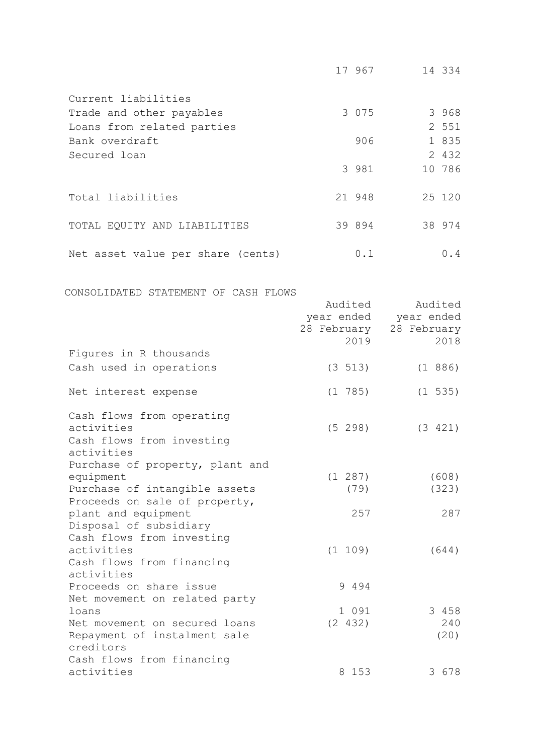| | | |
|---|---|---|
| | 17 967 | 14 334 |
| Current liabilities | | |
| Trade and other payables | 3 075 | 3 968 |
| Loans from related parties | | 2 551 |
| Bank overdraft | 906 | 1 835 |
| Secured loan | | 2 432 |
| | 3 981 | 10 786 |
| Total liabilities | 21 948 | 25 120 |
| TOTAL EQUITY AND LIABILITIES | 39 894 | 38 974 |
| Net asset value per share (cents) | 0.1 | 0.4 |

CONSOLIDATED STATEMENT OF CASH FLOWS

| Figures in R thousands | Audited year ended 28 February 2019 | Audited year ended 28 February 2018 |
|---|---|---|
| Cash used in operations | (3 513) | (1 886) |
| Net interest expense | (1 785) | (1 535) |
| Cash flows from operating activities | (5 298) | (3 421) |
| Cash flows from investing activities | | |
| Purchase of property, plant and equipment | (1 287) | (608) |
| Purchase of intangible assets | (79) | (323) |
| Proceeds on sale of property, plant and equipment | 257 | 287 |
| Disposal of subsidiary | | |
| Cash flows from investing activities | (1 109) | (644) |
| Cash flows from financing activities | | |
| Proceeds on share issue | 9 494 | |
| Net movement on related party loans | 1 091 | 3 458 |
| Net movement on secured loans | (2 432) | 240 |
| Repayment of instalment sale creditors | | (20) |
| Cash flows from financing activities | 8 153 | 3 678 |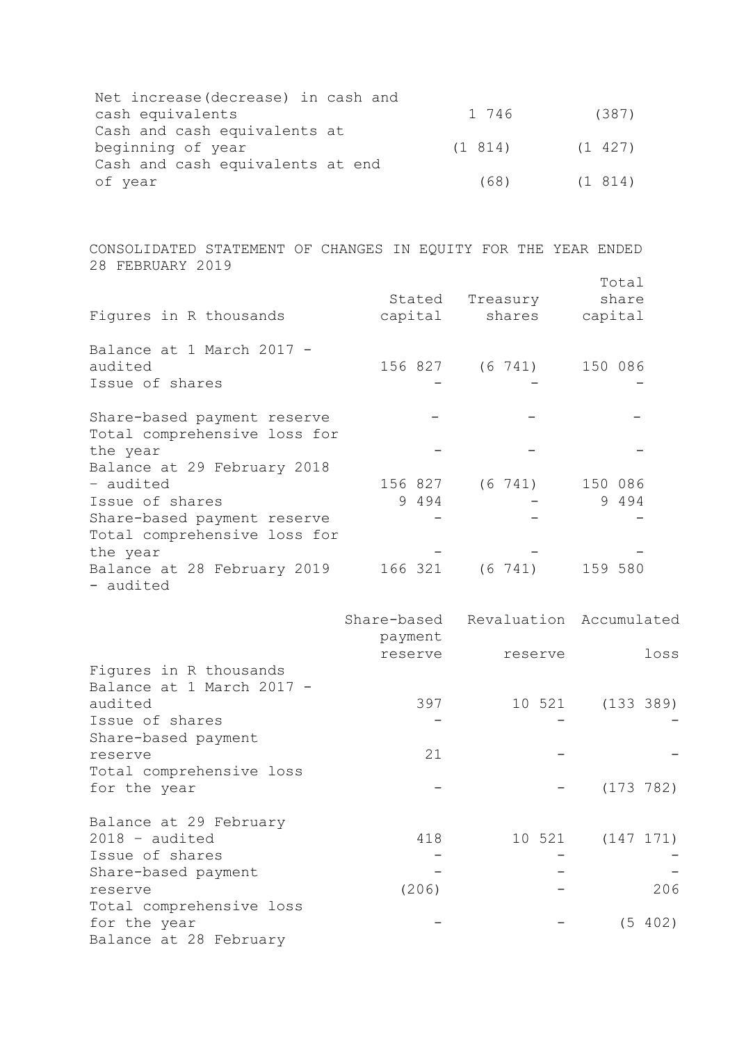| | | |
|---|---|---|
| Net increase(decrease) in cash and cash equivalents | 1 746 | (387) |
| Cash and cash equivalents at beginning of year | (1 814) | (1 427) |
| Cash and cash equivalents at end of year | (68) | (1 814) |

CONSOLIDATED STATEMENT OF CHANGES IN EQUITY FOR THE YEAR ENDED 28 FEBRUARY 2019

| Figures in R thousands | Stated capital | Treasury shares | Total share capital |
|---|---|---|---|
| Balance at 1 March 2017 - audited | 156 827 | (6 741) | 150 086 |
| Issue of shares | - | - | - |
| Share-based payment reserve | - | - | - |
| Total comprehensive loss for the year | - | - | - |
| Balance at 29 February 2018 – audited | 156 827 | (6 741) | 150 086 |
| Issue of shares | 9 494 | - | 9 494 |
| Share-based payment reserve | - | - | - |
| Total comprehensive loss for the year | - | - | - |
| Balance at 28 February 2019 - audited | 166 321 | (6 741) | 159 580 |

| Figures in R thousands | Share-based payment reserve | Revaluation reserve | Accumulated loss |
|---|---|---|---|
| Balance at 1 March 2017 - audited | 397 | 10 521 | (133 389) |
| Issue of shares | - | - | - |
| Share-based payment reserve | 21 | - | - |
| Total comprehensive loss for the year | - | - | (173 782) |
| Balance at 29 February 2018 – audited | 418 | 10 521 | (147 171) |
| Issue of shares | - | - | - |
| Share-based payment reserve | (206) | - | 206 |
| Total comprehensive loss for the year | - | - | (5 402) |
| Balance at 28 February | | | |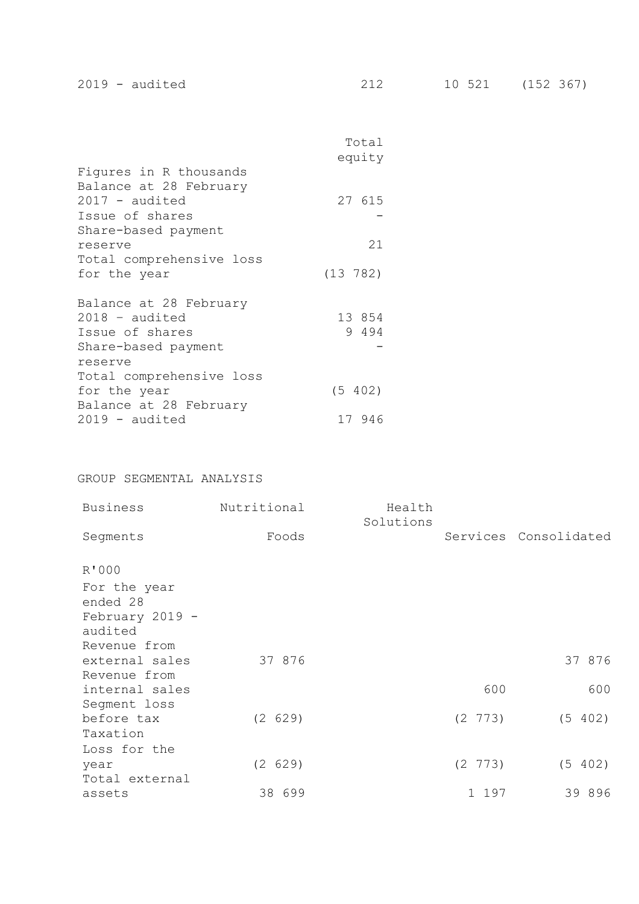| 2019 - audited | 212 | 10 521 | (152 367) |
|---|---|---|---|

| Figures in R thousands | Total equity |
|---|---|
| Balance at 28 February 2017 - audited | 27 615 |
| Issue of shares | - |
| Share-based payment reserve | 21 |
| Total comprehensive loss for the year | (13 782) |
| Balance at 28 February 2018 – audited | 13 854 |
| Issue of shares | 9 494 |
| Share-based payment reserve | - |
| Total comprehensive loss for the year | (5 402) |
| Balance at 28 February 2019 - audited | 17 946 |

GROUP SEGMENTAL ANALYSIS

| Business Segments | Nutritional Foods | Health Solutions | Services | Consolidated |
|---|---|---|---|---|
| R'000 | | | | |
| For the year ended 28 February 2019 - audited | | | | |
| Revenue from external sales | 37 876 | | | 37 876 |
| Revenue from internal sales | | | 600 | 600 |
| Segment loss before tax | (2 629) | | (2 773) | (5 402) |
| Taxation | | | | |
| Loss for the year | (2 629) | | (2 773) | (5 402) |
| Total external assets | 38 699 | | 1 197 | 39 896 |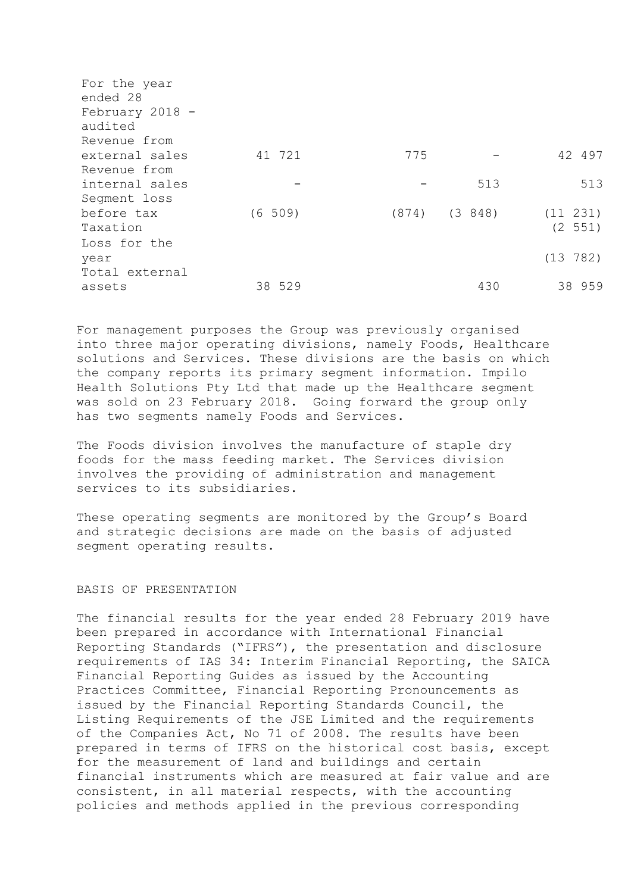| For the year ended 28 February 2018 - audited | | | | |
|---|---|---|---|---|
| Revenue from external sales | 41 721 | 775 | - | 42 497 |
| Revenue from internal sales | - | - | 513 | 513 |
| Segment loss before tax | (6 509) | (874) | (3 848) | (11 231) |
| Taxation | | | | (2 551) |
| Loss for the year | | | | (13 782) |
| Total external assets | 38 529 | | 430 | 38 959 |

For management purposes the Group was previously organised into three major operating divisions, namely Foods, Healthcare solutions and Services. These divisions are the basis on which the company reports its primary segment information. Impilo Health Solutions Pty Ltd that made up the Healthcare segment was sold on 23 February 2018. Going forward the group only has two segments namely Foods and Services.

The Foods division involves the manufacture of staple dry foods for the mass feeding market. The Services division involves the providing of administration and management services to its subsidiaries.

These operating segments are monitored by the Group's Board and strategic decisions are made on the basis of adjusted segment operating results.

## BASIS OF PRESENTATION

The financial results for the year ended 28 February 2019 have been prepared in accordance with International Financial Reporting Standards ("IFRS"), the presentation and disclosure requirements of IAS 34: Interim Financial Reporting, the SAICA Financial Reporting Guides as issued by the Accounting Practices Committee, Financial Reporting Pronouncements as issued by the Financial Reporting Standards Council, the Listing Requirements of the JSE Limited and the requirements of the Companies Act, No 71 of 2008. The results have been prepared in terms of IFRS on the historical cost basis, except for the measurement of land and buildings and certain financial instruments which are measured at fair value and are consistent, in all material respects, with the accounting policies and methods applied in the previous corresponding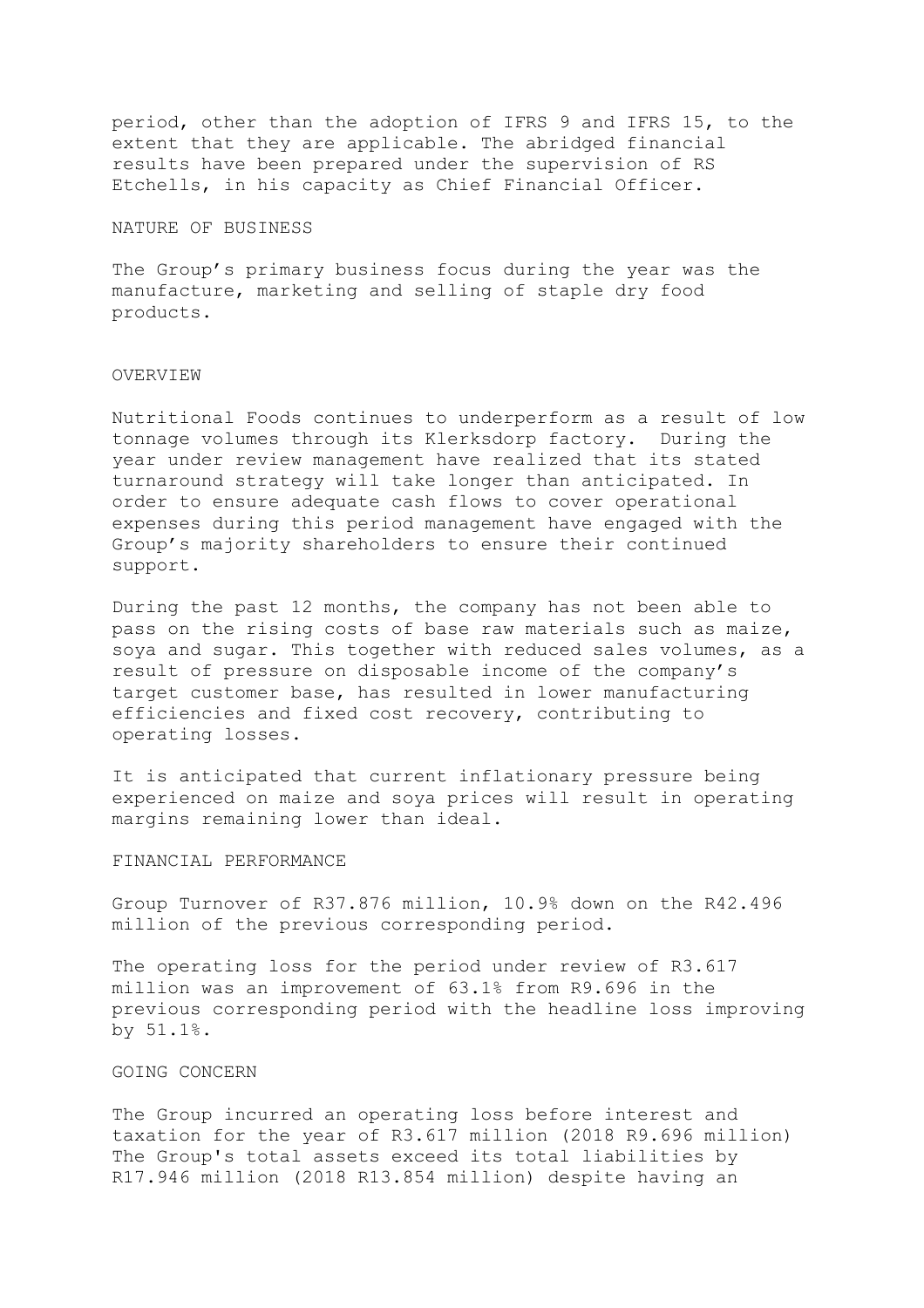period, other than the adoption of IFRS 9 and IFRS 15, to the extent that they are applicable. The abridged financial results have been prepared under the supervision of RS Etchells, in his capacity as Chief Financial Officer.

## NATURE OF BUSINESS

The Group's primary business focus during the year was the manufacture, marketing and selling of staple dry food products.

## OVERVIEW

Nutritional Foods continues to underperform as a result of low tonnage volumes through its Klerksdorp factory. During the year under review management have realized that its stated turnaround strategy will take longer than anticipated. In order to ensure adequate cash flows to cover operational expenses during this period management have engaged with the Group's majority shareholders to ensure their continued support.

During the past 12 months, the company has not been able to pass on the rising costs of base raw materials such as maize, soya and sugar. This together with reduced sales volumes, as a result of pressure on disposable income of the company's target customer base, has resulted in lower manufacturing efficiencies and fixed cost recovery, contributing to operating losses.

It is anticipated that current inflationary pressure being experienced on maize and soya prices will result in operating margins remaining lower than ideal.

## FINANCIAL PERFORMANCE

Group Turnover of R37.876 million, 10.9% down on the R42.496 million of the previous corresponding period.

The operating loss for the period under review of R3.617 million was an improvement of 63.1% from R9.696 in the previous corresponding period with the headline loss improving by 51.1%.

## GOING CONCERN

The Group incurred an operating loss before interest and taxation for the year of R3.617 million (2018 R9.696 million) The Group's total assets exceed its total liabilities by R17.946 million (2018 R13.854 million) despite having an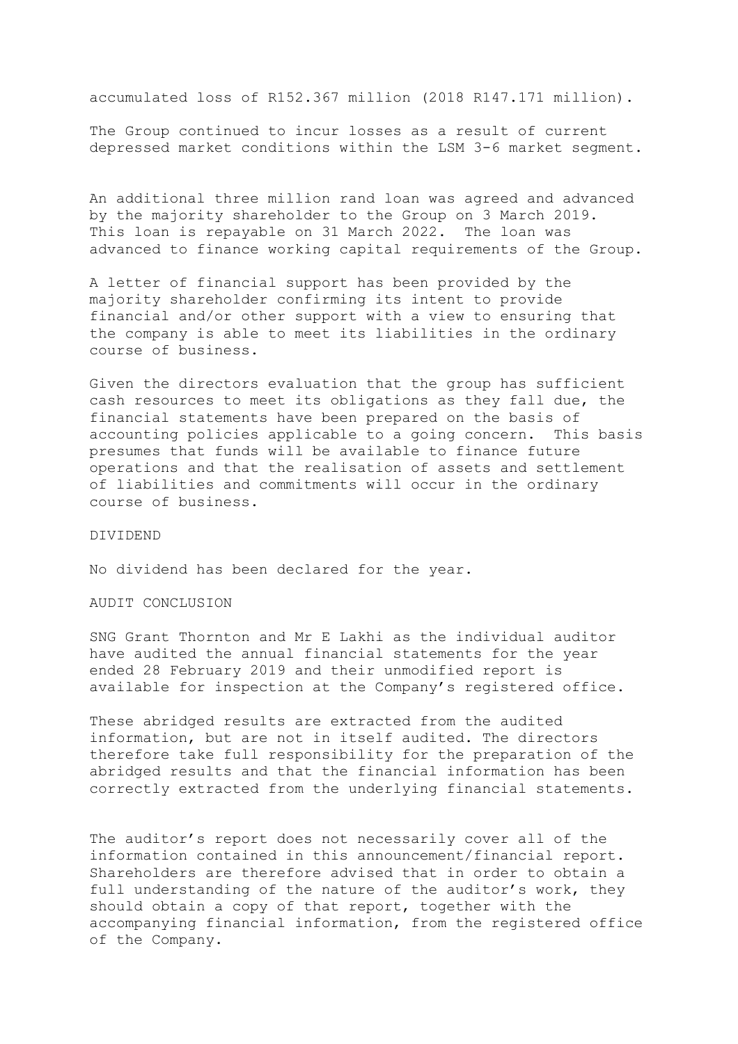accumulated loss of R152.367 million (2018 R147.171 million).

The Group continued to incur losses as a result of current depressed market conditions within the LSM 3-6 market segment.

An additional three million rand loan was agreed and advanced by the majority shareholder to the Group on 3 March 2019. This loan is repayable on 31 March 2022. The loan was advanced to finance working capital requirements of the Group.

A letter of financial support has been provided by the majority shareholder confirming its intent to provide financial and/or other support with a view to ensuring that the company is able to meet its liabilities in the ordinary course of business.

Given the directors evaluation that the group has sufficient cash resources to meet its obligations as they fall due, the financial statements have been prepared on the basis of accounting policies applicable to a going concern. This basis presumes that funds will be available to finance future operations and that the realisation of assets and settlement of liabilities and commitments will occur in the ordinary course of business.

## DIVIDEND

No dividend has been declared for the year.

## AUDIT CONCLUSION

SNG Grant Thornton and Mr E Lakhi as the individual auditor have audited the annual financial statements for the year ended 28 February 2019 and their unmodified report is available for inspection at the Company's registered office.

These abridged results are extracted from the audited information, but are not in itself audited. The directors therefore take full responsibility for the preparation of the abridged results and that the financial information has been correctly extracted from the underlying financial statements.

The auditor's report does not necessarily cover all of the information contained in this announcement/financial report. Shareholders are therefore advised that in order to obtain a full understanding of the nature of the auditor's work, they should obtain a copy of that report, together with the accompanying financial information, from the registered office of the Company.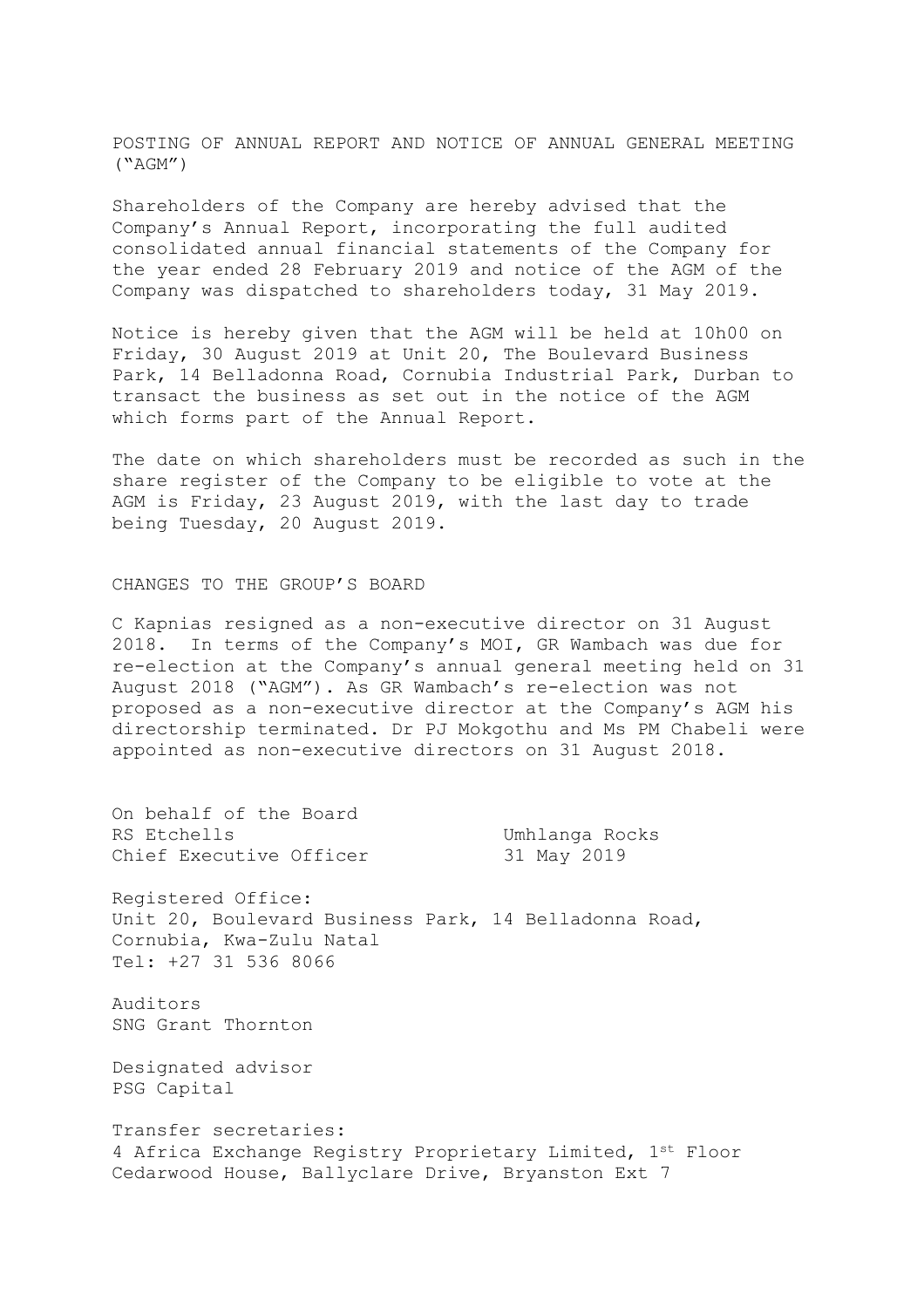## POSTING OF ANNUAL REPORT AND NOTICE OF ANNUAL GENERAL MEETING ("AGM")

Shareholders of the Company are hereby advised that the Company's Annual Report, incorporating the full audited consolidated annual financial statements of the Company for the year ended 28 February 2019 and notice of the AGM of the Company was dispatched to shareholders today, 31 May 2019.

Notice is hereby given that the AGM will be held at 10h00 on Friday, 30 August 2019 at Unit 20, The Boulevard Business Park, 14 Belladonna Road, Cornubia Industrial Park, Durban to transact the business as set out in the notice of the AGM which forms part of the Annual Report.

The date on which shareholders must be recorded as such in the share register of the Company to be eligible to vote at the AGM is Friday, 23 August 2019, with the last day to trade being Tuesday, 20 August 2019.

## CHANGES TO THE GROUP'S BOARD

C Kapnias resigned as a non-executive director on 31 August 2018. In terms of the Company's MOI, GR Wambach was due for re-election at the Company's annual general meeting held on 31 August 2018 ("AGM"). As GR Wambach's re-election was not proposed as a non-executive director at the Company's AGM his directorship terminated. Dr PJ Mokgothu and Ms PM Chabeli were appointed as non-executive directors on 31 August 2018.

On behalf of the Board
RS Etchells
Chief Executive Officer

Umhlanga Rocks
31 May 2019

Registered Office:
Unit 20, Boulevard Business Park, 14 Belladonna Road, Cornubia, Kwa-Zulu Natal
Tel: +27 31 536 8066

Auditors
SNG Grant Thornton

Designated advisor
PSG Capital

Transfer secretaries:
4 Africa Exchange Registry Proprietary Limited, 1st Floor Cedarwood House, Ballyclare Drive, Bryanston Ext 7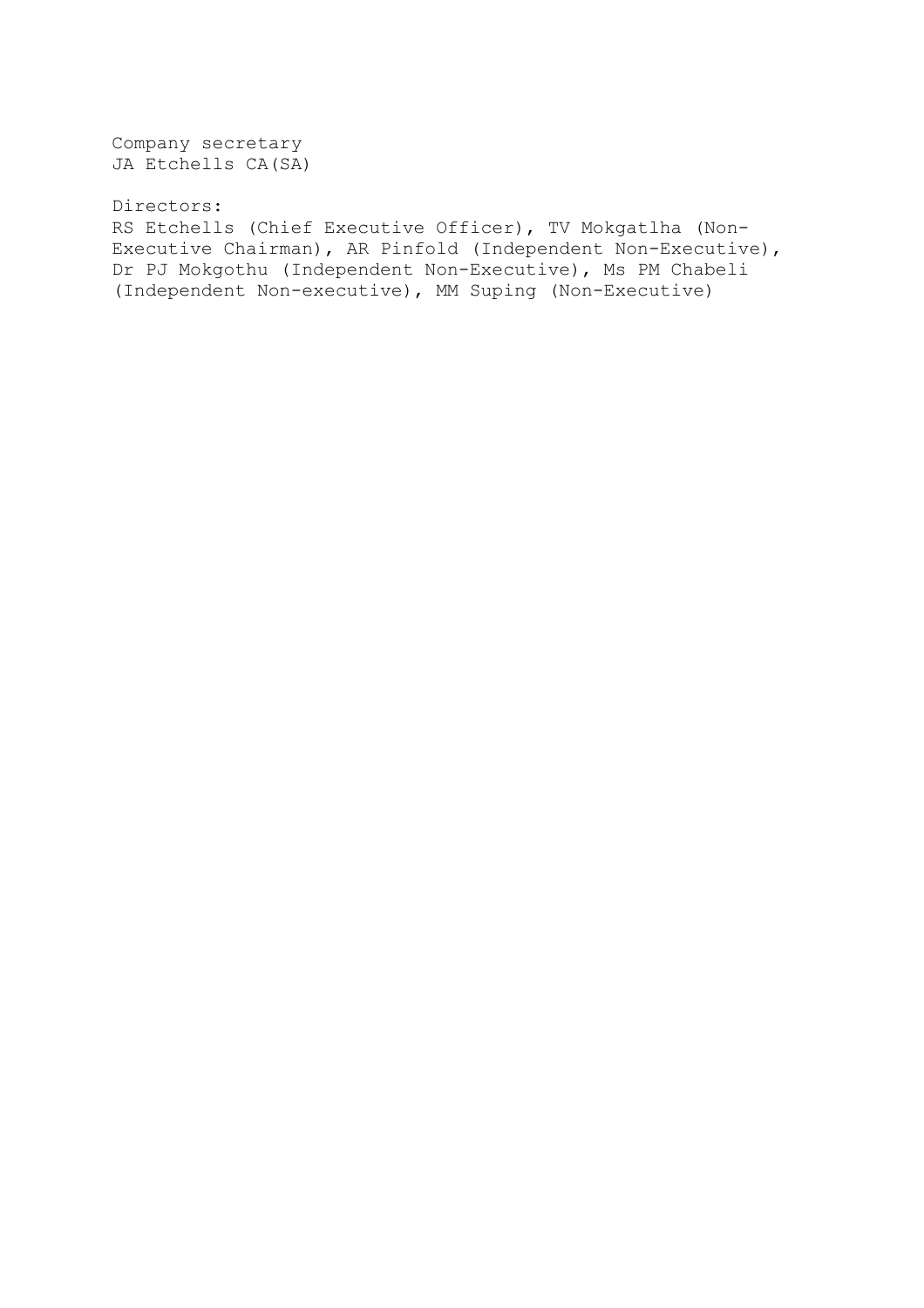Company secretary
JA Etchells CA(SA)

Directors:
RS Etchells (Chief Executive Officer), TV Mokgatlha (Non-Executive Chairman), AR Pinfold (Independent Non-Executive), Dr PJ Mokgothu (Independent Non-Executive), Ms PM Chabeli (Independent Non-executive), MM Suping (Non-Executive)